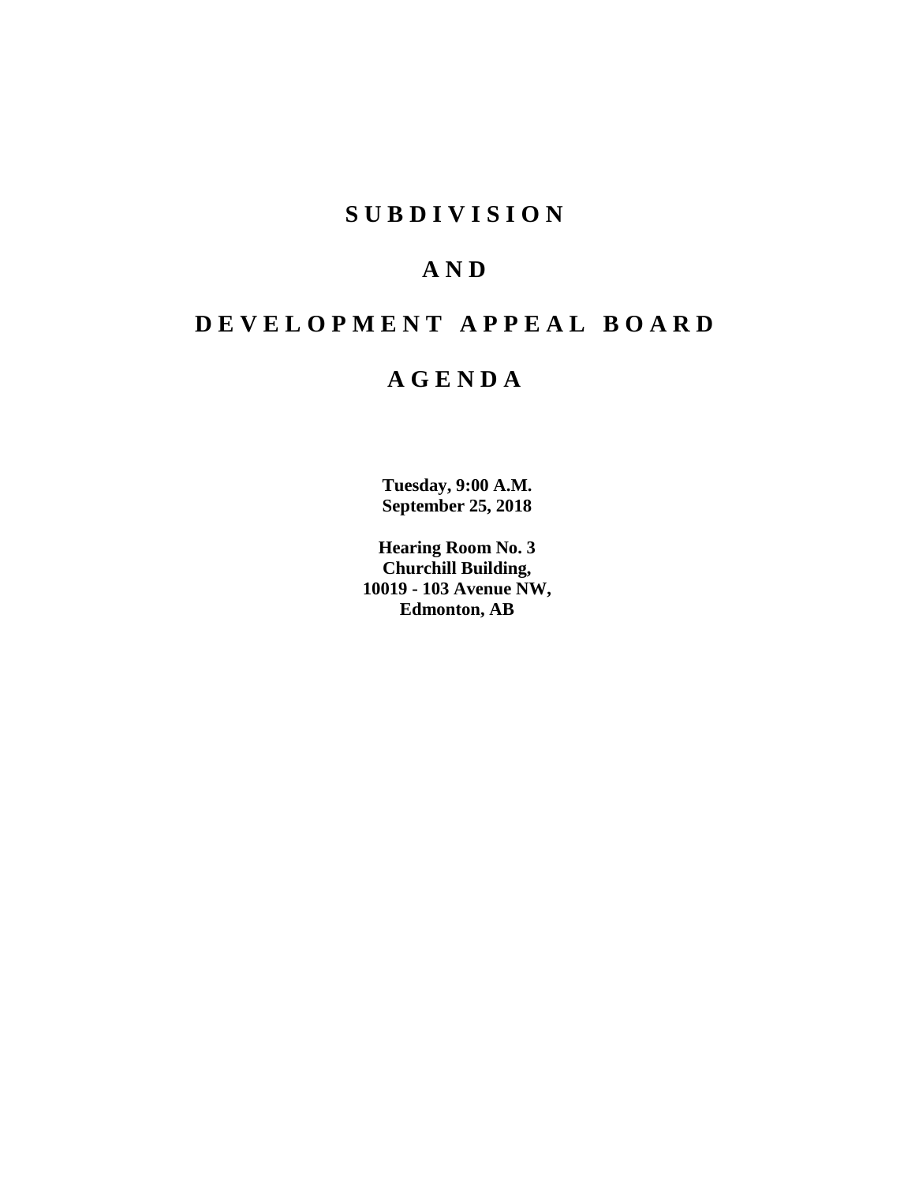# S U B D I V I S I O N

# A N D

# D E V E L O P M E N T A P P E A L B O A R D

# A G E N D A

**Tuesday, 9:00 A.M.**
**September 25, 2018**

**Hearing Room No. 3**
**Churchill Building,**
**10019 - 103 Avenue NW,**
**Edmonton, AB**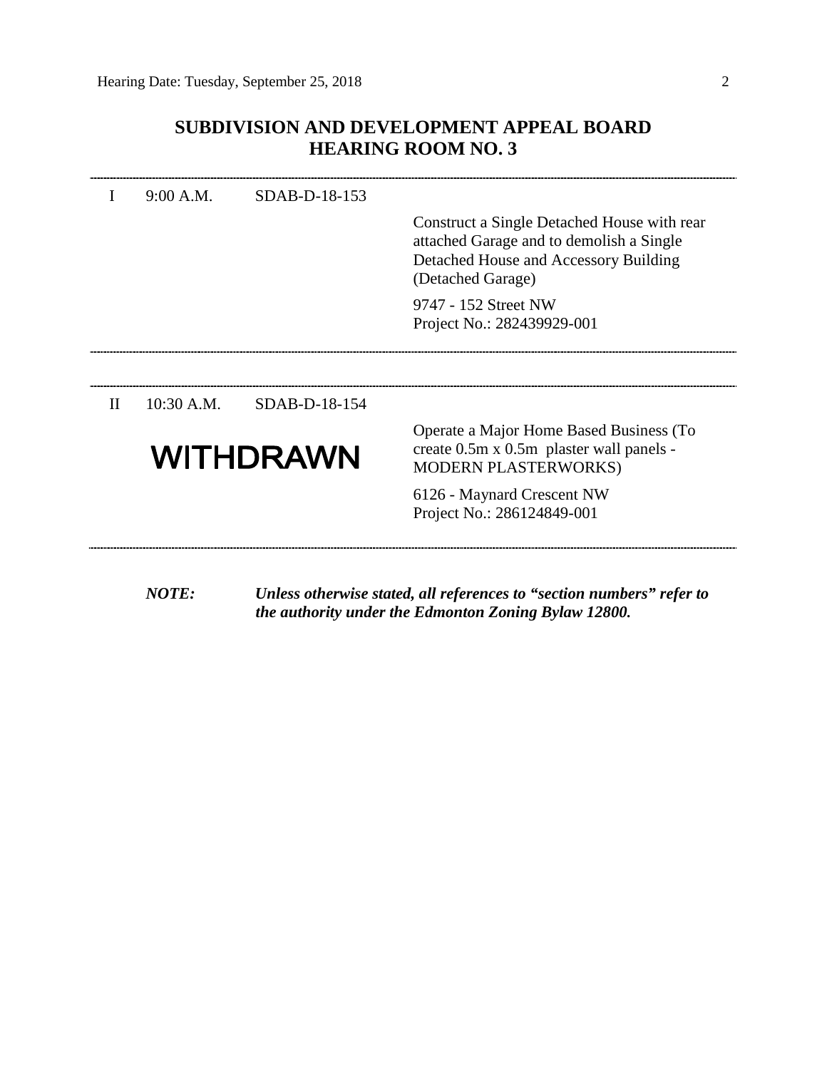## SUBDIVISION AND DEVELOPMENT APPEAL BOARD
## HEARING ROOM NO. 3

---

I    9:00 A.M.    SDAB-D-18-153

Construct a Single Detached House with rear attached Garage and to demolish a Single Detached House and Accessory Building (Detached Garage)

9747 - 152 Street NW
Project No.: 282439929-001

---

II    10:30 A.M.    SDAB-D-18-154

**WITHDRAWN**

Operate a Major Home Based Business (To create 0.5m x 0.5m plaster wall panels - MODERN PLASTERWORKS)

6126 - Maynard Crescent NW
Project No.: 286124849-001

---

***NOTE:*** ***Unless otherwise stated, all references to "section numbers" refer to the authority under the Edmonton Zoning Bylaw 12800.***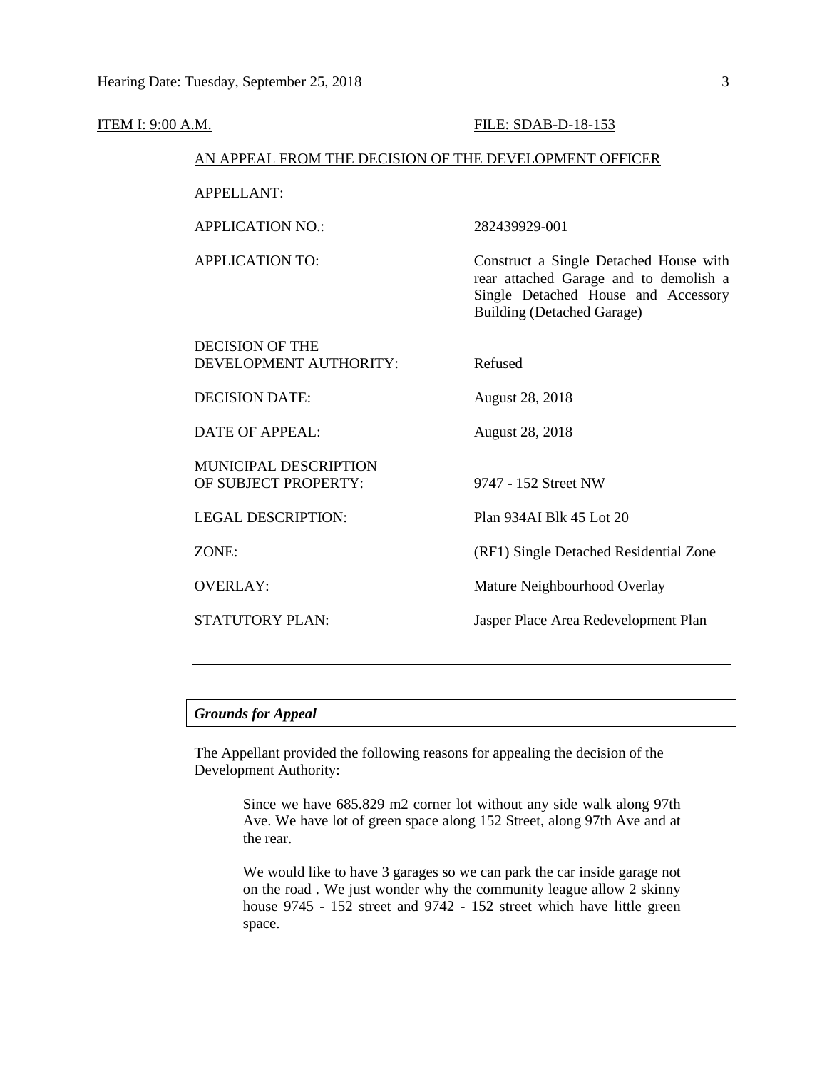ITEM I: 9:00 A.M. FILE: SDAB-D-18-153

AN APPEAL FROM THE DECISION OF THE DEVELOPMENT OFFICER

| | |
|---|---|
| APPELLANT: | |
| APPLICATION NO.: | 282439929-001 |
| APPLICATION TO: | Construct a Single Detached House with rear attached Garage and to demolish a Single Detached House and Accessory Building (Detached Garage) |
| DECISION OF THE DEVELOPMENT AUTHORITY: | Refused |
| DECISION DATE: | August 28, 2018 |
| DATE OF APPEAL: | August 28, 2018 |
| MUNICIPAL DESCRIPTION OF SUBJECT PROPERTY: | 9747 - 152 Street NW |
| LEGAL DESCRIPTION: | Plan 934AI Blk 45 Lot 20 |
| ZONE: | (RF1) Single Detached Residential Zone |
| OVERLAY: | Mature Neighbourhood Overlay |
| STATUTORY PLAN: | Jasper Place Area Redevelopment Plan |

---

***Grounds for Appeal***

The Appellant provided the following reasons for appealing the decision of the Development Authority:

> Since we have 685.829 m2 corner lot without any side walk along 97th Ave. We have lot of green space along 152 Street, along 97th Ave and at the rear.
>
> We would like to have 3 garages so we can park the car inside garage not on the road . We just wonder why the community league allow 2 skinny house 9745 - 152 street and 9742 - 152 street which have little green space.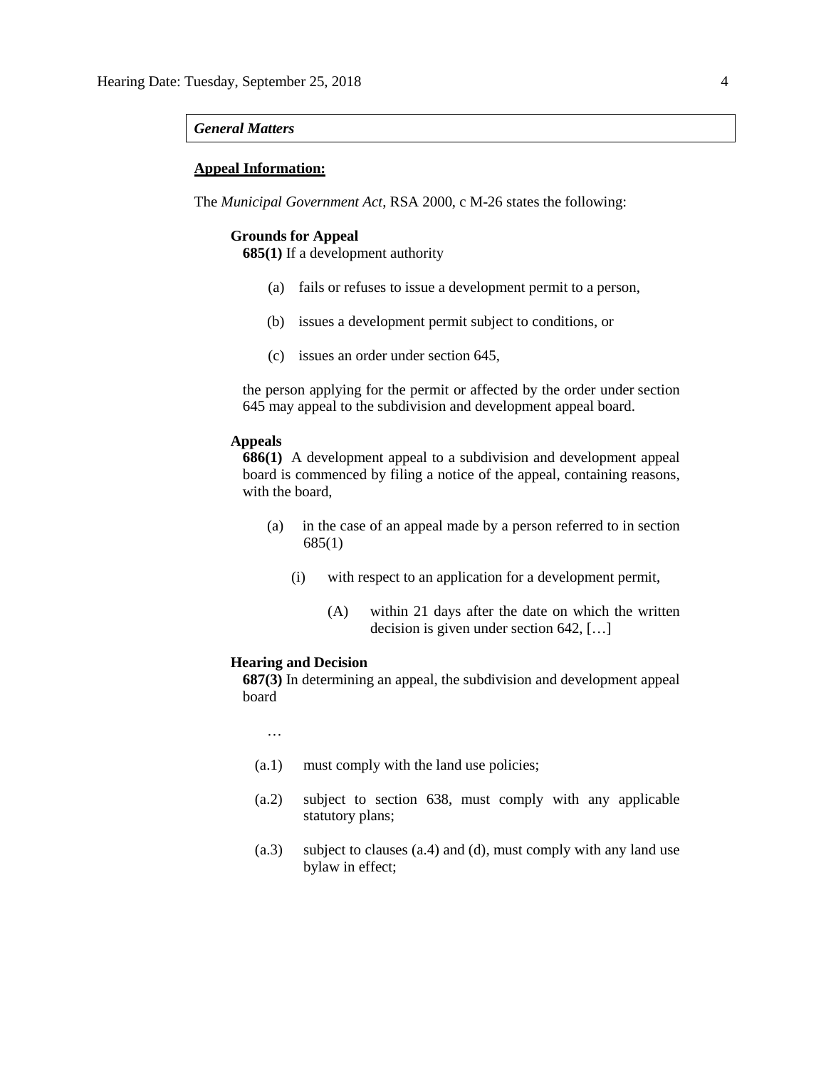***General Matters***

**Appeal Information:**

The *Municipal Government Act*, RSA 2000, c M-26 states the following:

**Grounds for Appeal**

**685(1)** If a development authority

(a) fails or refuses to issue a development permit to a person,

(b) issues a development permit subject to conditions, or

(c) issues an order under section 645,

the person applying for the permit or affected by the order under section 645 may appeal to the subdivision and development appeal board.

**Appeals**

**686(1)** A development appeal to a subdivision and development appeal board is commenced by filing a notice of the appeal, containing reasons, with the board,

(a) in the case of an appeal made by a person referred to in section 685(1)

(i) with respect to an application for a development permit,

(A) within 21 days after the date on which the written decision is given under section 642, […]

**Hearing and Decision**

**687(3)** In determining an appeal, the subdivision and development appeal board

…

(a.1) must comply with the land use policies;

(a.2) subject to section 638, must comply with any applicable statutory plans;

(a.3) subject to clauses (a.4) and (d), must comply with any land use bylaw in effect;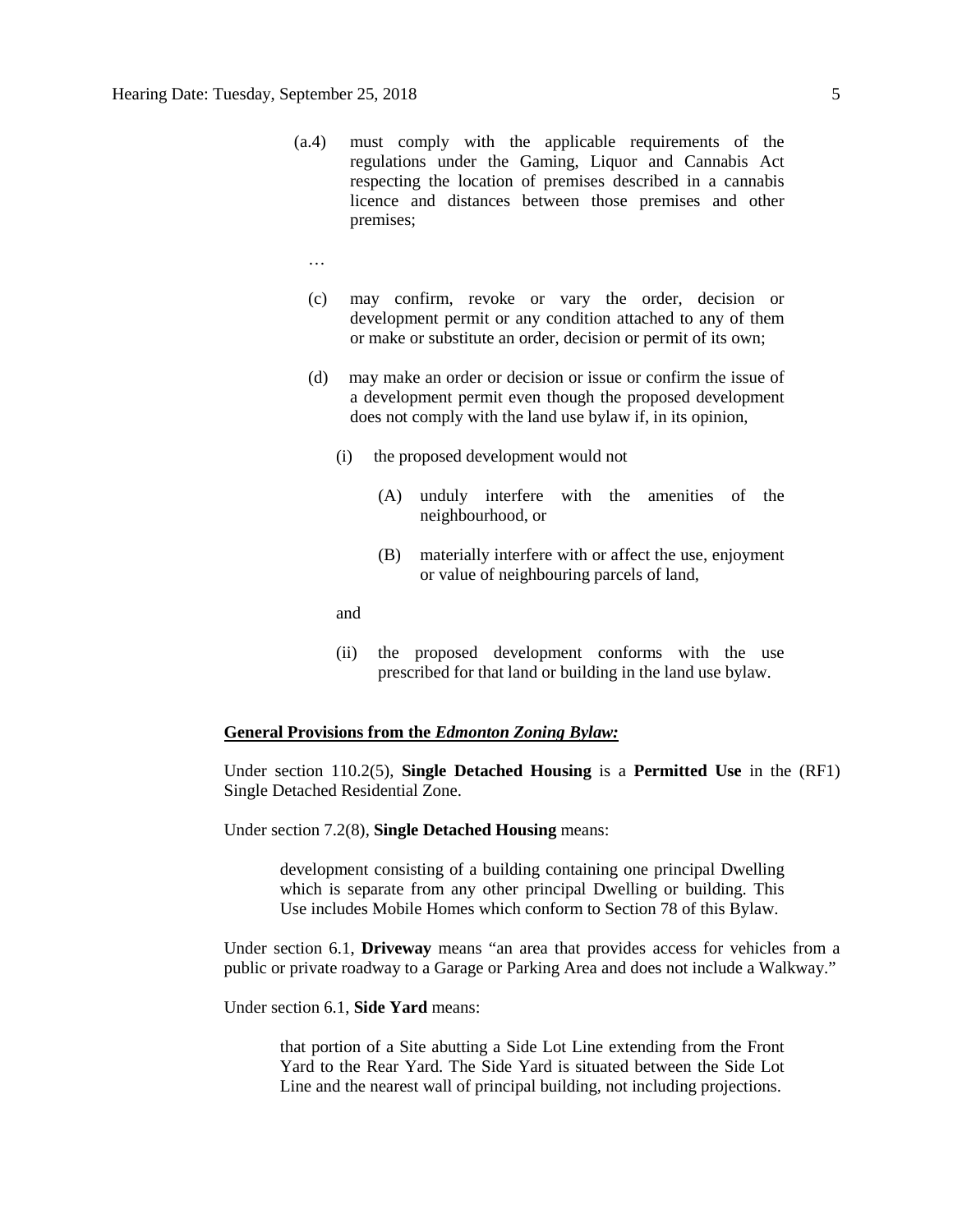(a.4) must comply with the applicable requirements of the regulations under the Gaming, Liquor and Cannabis Act respecting the location of premises described in a cannabis licence and distances between those premises and other premises;

…

(c) may confirm, revoke or vary the order, decision or development permit or any condition attached to any of them or make or substitute an order, decision or permit of its own;

(d) may make an order or decision or issue or confirm the issue of a development permit even though the proposed development does not comply with the land use bylaw if, in its opinion,

(i) the proposed development would not

(A) unduly interfere with the amenities of the neighbourhood, or

(B) materially interfere with or affect the use, enjoyment or value of neighbouring parcels of land,

and

(ii) the proposed development conforms with the use prescribed for that land or building in the land use bylaw.

**General Provisions from the *Edmonton Zoning Bylaw:***

Under section 110.2(5), **Single Detached Housing** is a **Permitted Use** in the (RF1) Single Detached Residential Zone.

Under section 7.2(8), **Single Detached Housing** means:

> development consisting of a building containing one principal Dwelling which is separate from any other principal Dwelling or building. This Use includes Mobile Homes which conform to Section 78 of this Bylaw.

Under section 6.1, **Driveway** means "an area that provides access for vehicles from a public or private roadway to a Garage or Parking Area and does not include a Walkway."

Under section 6.1, **Side Yard** means:

> that portion of a Site abutting a Side Lot Line extending from the Front Yard to the Rear Yard. The Side Yard is situated between the Side Lot Line and the nearest wall of principal building, not including projections.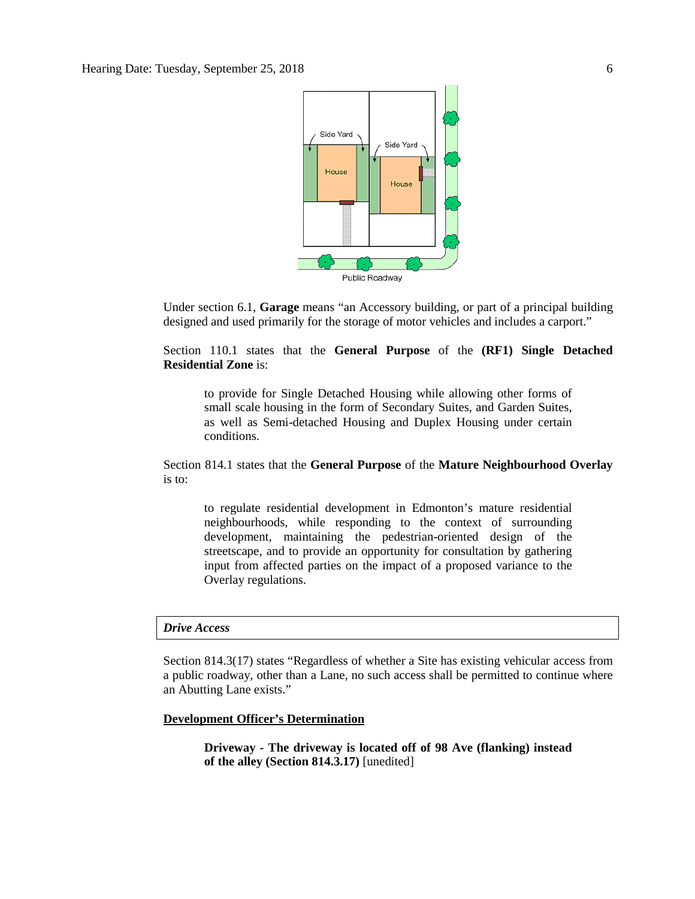Under section 6.1, **Garage** means "an Accessory building, or part of a principal building designed and used primarily for the storage of motor vehicles and includes a carport."

Section 110.1 states that the **General Purpose** of the **(RF1) Single Detached Residential Zone** is:

> to provide for Single Detached Housing while allowing other forms of small scale housing in the form of Secondary Suites, and Garden Suites, as well as Semi-detached Housing and Duplex Housing under certain conditions.

Section 814.1 states that the **General Purpose** of the **Mature Neighbourhood Overlay** is to:

> to regulate residential development in Edmonton's mature residential neighbourhoods, while responding to the context of surrounding development, maintaining the pedestrian-oriented design of the streetscape, and to provide an opportunity for consultation by gathering input from affected parties on the impact of a proposed variance to the Overlay regulations.

***Drive Access***

Section 814.3(17) states "Regardless of whether a Site has existing vehicular access from a public roadway, other than a Lane, no such access shall be permitted to continue where an Abutting Lane exists."

**<u>Development Officer's Determination</u>**

> **Driveway - The driveway is located off of 98 Ave (flanking) instead of the alley (Section 814.3.17)** [unedited]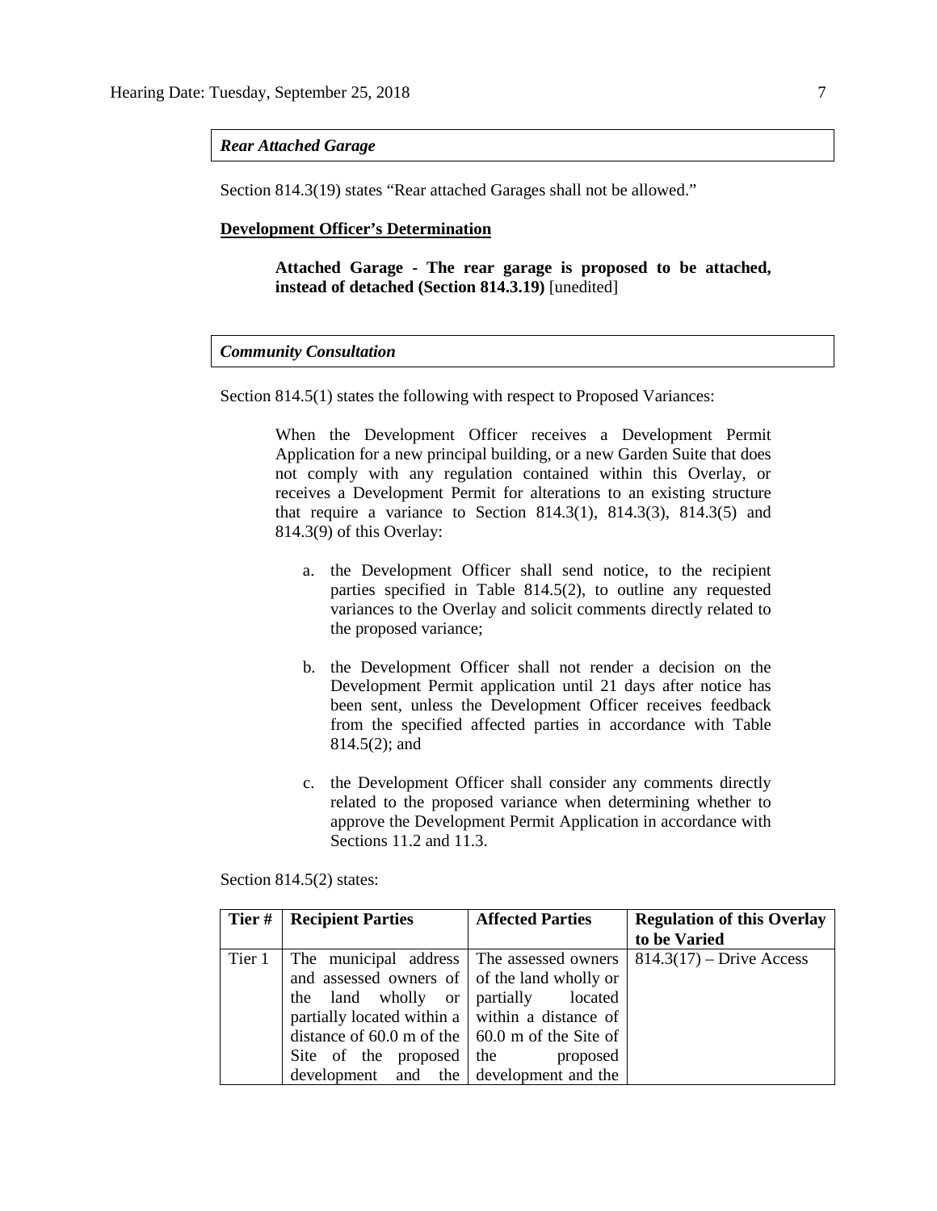***Rear Attached Garage***

Section 814.3(19) states "Rear attached Garages shall not be allowed."

**Development Officer's Determination**

> **Attached Garage - The rear garage is proposed to be attached, instead of detached (Section 814.3.19)** [unedited]

***Community Consultation***

Section 814.5(1) states the following with respect to Proposed Variances:

> When the Development Officer receives a Development Permit Application for a new principal building, or a new Garden Suite that does not comply with any regulation contained within this Overlay, or receives a Development Permit for alterations to an existing structure that require a variance to Section 814.3(1), 814.3(3), 814.3(5) and 814.3(9) of this Overlay:
>
> a. the Development Officer shall send notice, to the recipient parties specified in Table 814.5(2), to outline any requested variances to the Overlay and solicit comments directly related to the proposed variance;
>
> b. the Development Officer shall not render a decision on the Development Permit application until 21 days after notice has been sent, unless the Development Officer receives feedback from the specified affected parties in accordance with Table 814.5(2); and
>
> c. the Development Officer shall consider any comments directly related to the proposed variance when determining whether to approve the Development Permit Application in accordance with Sections 11.2 and 11.3.

Section 814.5(2) states:

| Tier # | Recipient Parties | Affected Parties | Regulation of this Overlay to be Varied |
|---|---|---|---|
| Tier 1 | The municipal address and assessed owners of the land wholly or partially located within a distance of 60.0 m of the Site of the proposed development and the | The assessed owners of the land wholly or partially located within a distance of 60.0 m of the Site of the proposed development and the | 814.3(17) – Drive Access |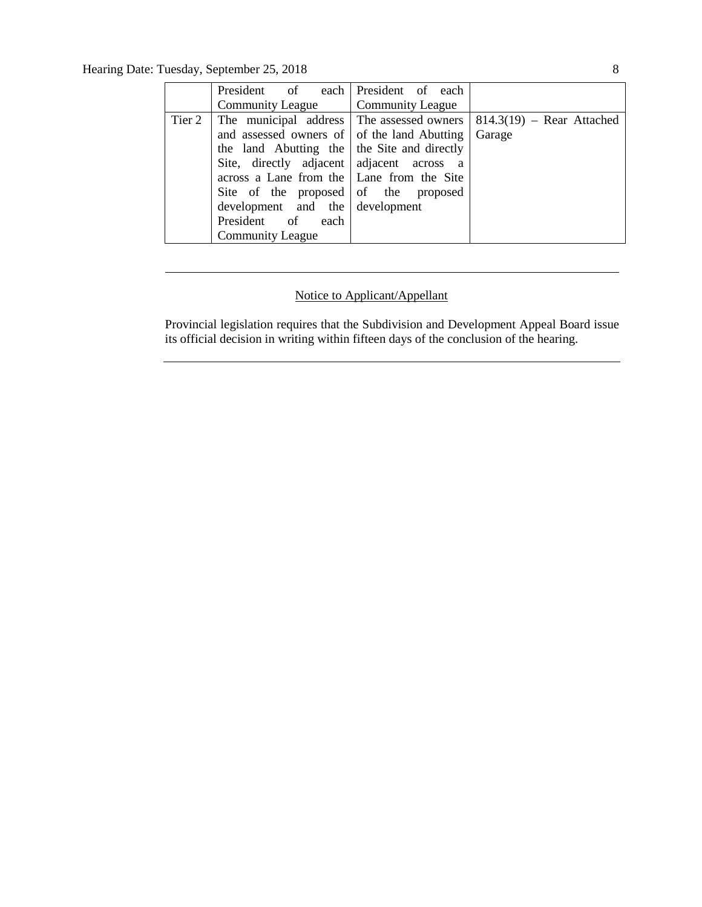|  | President of each Community League | President of each Community League |  |
|---|---|---|---|
| Tier 2 | The municipal address and assessed owners of the land Abutting the Site, directly adjacent across a Lane from the Site of the proposed development and the President of each Community League | The assessed owners of the land Abutting the Site and directly adjacent across a Lane from the Site of the proposed development | 814.3(19) – Rear Attached Garage |

---

<u>Notice to Applicant/Appellant</u>

Provincial legislation requires that the Subdivision and Development Appeal Board issue its official decision in writing within fifteen days of the conclusion of the hearing.

---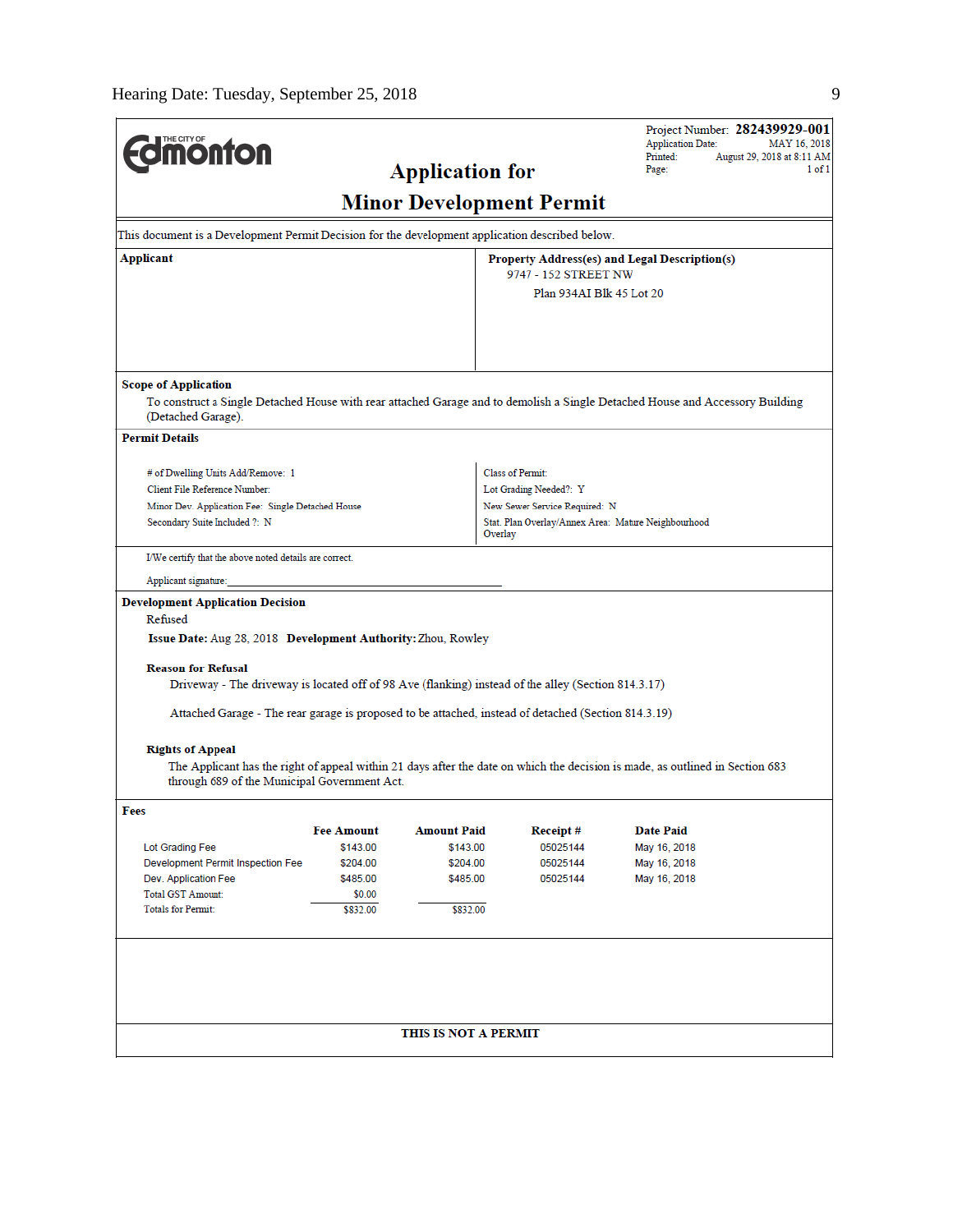THE CITY OF Edmonton

# Application for Minor Development Permit

Project Number: **282439929-001**
Application Date: MAY 16, 2018
Printed: August 29, 2018 at 8:11 AM
Page: 1 of 1

This document is a Development Permit Decision for the development application described below.

**Applicant**

**Property Address(es) and Legal Description(s)**
9747 - 152 STREET NW
Plan 934AI Blk 45 Lot 20

**Scope of Application**

To construct a Single Detached House with rear attached Garage and to demolish a Single Detached House and Accessory Building (Detached Garage).

**Permit Details**

# of Dwelling Units Add/Remove: 1
Client File Reference Number:
Minor Dev. Application Fee: Single Detached House
Secondary Suite Included ?: N

Class of Permit:
Lot Grading Needed?: Y
New Sewer Service Required: N
Stat. Plan Overlay/Annex Area: Mature Neighbourhood Overlay

I/We certify that the above noted details are correct.

Applicant signature:_______________________________________________

**Development Application Decision**

Refused

**Issue Date:** Aug 28, 2018 **Development Authority:** Zhou, Rowley

**Reason for Refusal**

Driveway - The driveway is located off of 98 Ave (flanking) instead of the alley (Section 814.3.17)

Attached Garage - The rear garage is proposed to be attached, instead of detached (Section 814.3.19)

**Rights of Appeal**

The Applicant has the right of appeal within 21 days after the date on which the decision is made, as outlined in Section 683 through 689 of the Municipal Government Act.

**Fees**

| | Fee Amount | Amount Paid | Receipt # | Date Paid |
|---|---|---|---|---|
| Lot Grading Fee | $143.00 | $143.00 | 05025144 | May 16, 2018 |
| Development Permit Inspection Fee | $204.00 | $204.00 | 05025144 | May 16, 2018 |
| Dev. Application Fee | $485.00 | $485.00 | 05025144 | May 16, 2018 |
| Total GST Amount: | $0.00 | | | |
| Totals for Permit: | $832.00 | $832.00 | | |

**THIS IS NOT A PERMIT**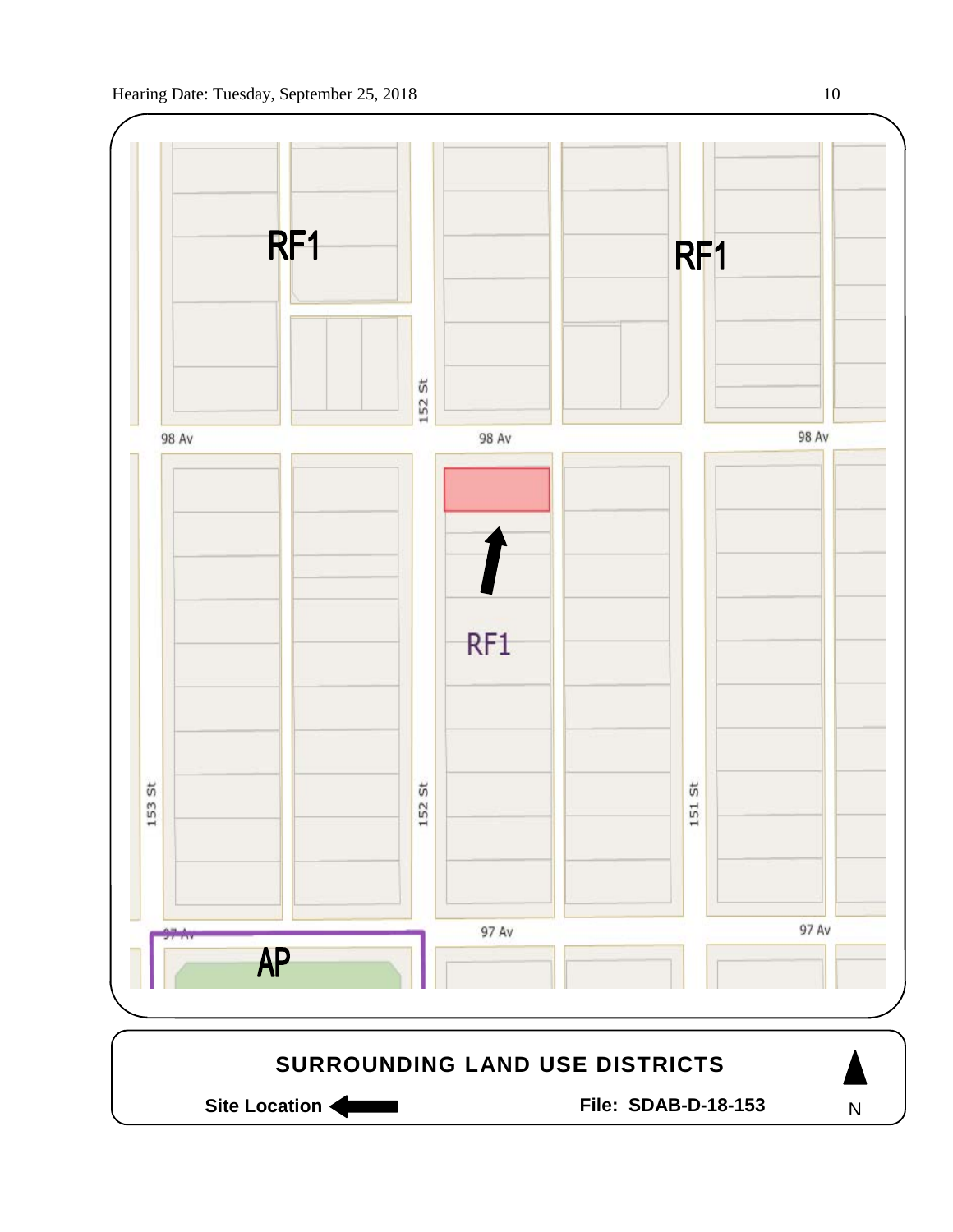RF1

RF1

RF1

AP

98 Av

98 Av

98 Av

97 Av

97 Av

97 Av

153 St

152 St

152 St

151 St

**SURROUNDING LAND USE DISTRICTS**

**Site Location**

**File: SDAB-D-18-153**

N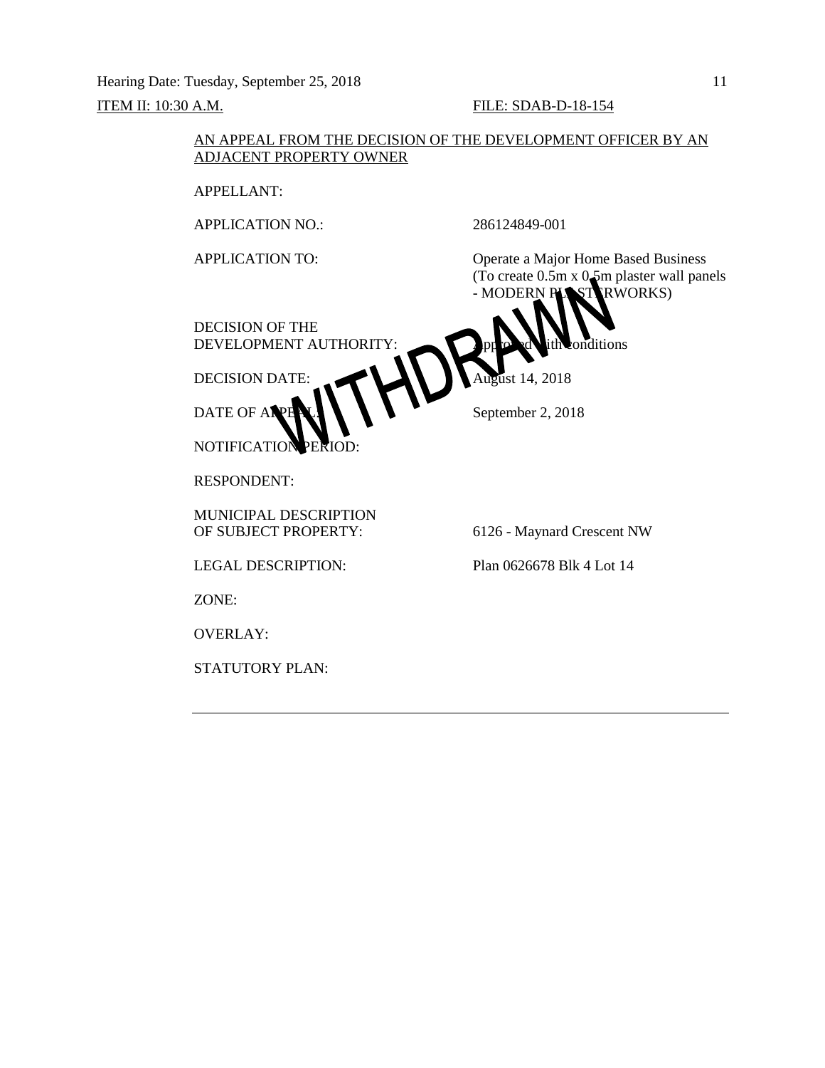Hearing Date: Tuesday, September 25, 2018

ITEM II: 10:30 A.M. FILE: SDAB-D-18-154

AN APPEAL FROM THE DECISION OF THE DEVELOPMENT OFFICER BY AN ADJACENT PROPERTY OWNER

WITHDRAWN

| | |
|---|---|
| APPELLANT: | |
| APPLICATION NO.: | 286124849-001 |
| APPLICATION TO: | Operate a Major Home Based Business (To create 0.5m x 0.5m plaster wall panels - MODERN PLASTERWORKS) |
| DECISION OF THE DEVELOPMENT AUTHORITY: | Approved with conditions |
| DECISION DATE: | August 14, 2018 |
| DATE OF APPEAL: | September 2, 2018 |
| NOTIFICATION PERIOD: | |
| RESPONDENT: | |
| MUNICIPAL DESCRIPTION OF SUBJECT PROPERTY: | 6126 - Maynard Crescent NW |
| LEGAL DESCRIPTION: | Plan 0626678 Blk 4 Lot 14 |
| ZONE: | |
| OVERLAY: | |
| STATUTORY PLAN: | |